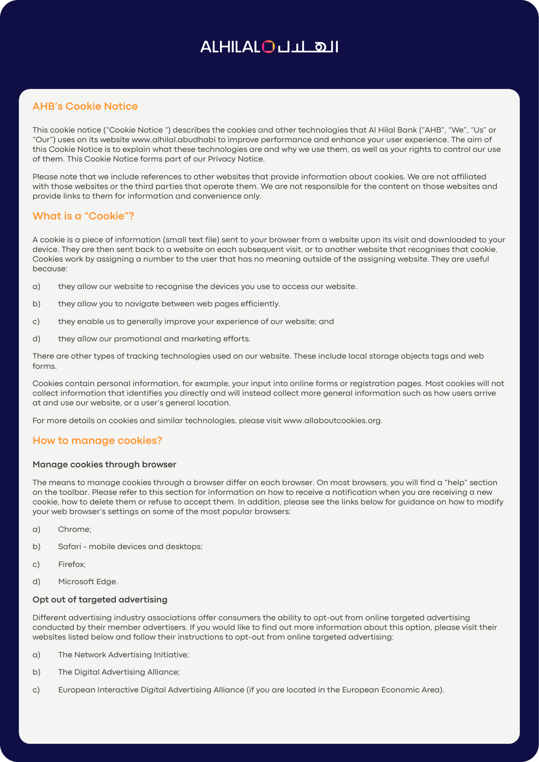# AHB's Cookie Notice

This cookie notice ("Cookie Notice ") describes the cookies and other technologies that Al Hilal Bank ("AHB", "We", "Us" or "Our") uses on its website www.alhilal.abudhabi to improve performance and enhance your user experience. The aim of this Cookie Notice is to explain what these technologies are and why we use them, as well as your rights to control our use of them. This Cookie Notice forms part of our Privacy Notice.

Please note that we include references to other websites that provide information about cookies. We are not affiliated with those websites or the third parties that operate them. We are not responsible for the content on those websites and provide links to them for information and convenience only.

## What is a "Cookie"?

A cookie is a piece of information (small text file) sent to your browser from a website upon its visit and downloaded to your device. They are then sent back to a website on each subsequent visit, or to another website that recognises that cookie. Cookies work by assigning a number to the user that has no meaning outside of the assigning website. They are useful because:

a) they allow our website to recognise the devices you use to access our website.

b) they allow you to navigate between web pages efficiently.

c) they enable us to generally improve your experience of our website; and

d) they allow our promotional and marketing efforts.

There are other types of tracking technologies used on our website. These include local storage objects tags and web forms.

Cookies contain personal information, for example, your input into online forms or registration pages. Most cookies will not collect information that identifies you directly and will instead collect more general information such as how users arrive at and use our website, or a user's general location.

For more details on cookies and similar technologies, please visit www.allaboutcookies.org.

## How to manage cookies?

### Manage cookies through browser

The means to manage cookies through a browser differ on each browser. On most browsers, you will find a "help" section on the toolbar. Please refer to this section for information on how to receive a notification when you are receiving a new cookie, how to delete them or refuse to accept them. In addition, please see the links below for guidance on how to modify your web browser's settings on some of the most popular browsers:

a) Chrome;

b) Safari - mobile devices and desktops;

c) Firefox;

d) Microsoft Edge.

### Opt out of targeted advertising

Different advertising industry associations offer consumers the ability to opt-out from online targeted advertising conducted by their member advertisers. If you would like to find out more information about this option, please visit their websites listed below and follow their instructions to opt-out from online targeted advertising:

a) The Network Advertising Initiative;

b) The Digital Advertising Alliance;

c) European Interactive Digital Advertising Alliance (if you are located in the European Economic Area).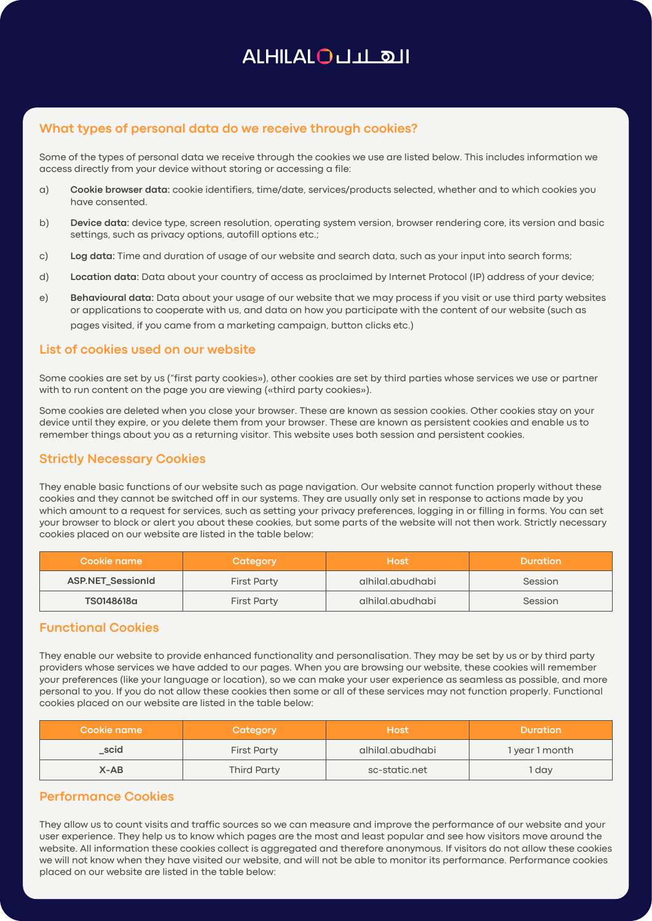## What types of personal data do we receive through cookies?

Some of the types of personal data we receive through the cookies we use are listed below. This includes information we access directly from your device without storing or accessing a file:

a) **Cookie browser data:** cookie identifiers, time/date, services/products selected, whether and to which cookies you have consented.

b) **Device data:** device type, screen resolution, operating system version, browser rendering core, its version and basic settings, such as privacy options, autofill options etc.;

c) **Log data:** Time and duration of usage of our website and search data, such as your input into search forms;

d) **Location data:** Data about your country of access as proclaimed by Internet Protocol (IP) address of your device;

e) **Behavioural data:** Data about your usage of our website that we may process if you visit or use third party websites or applications to cooperate with us, and data on how you participate with the content of our website (such as pages visited, if you came from a marketing campaign, button clicks etc.)

## List of cookies used on our website

Some cookies are set by us ("first party cookies»), other cookies are set by third parties whose services we use or partner with to run content on the page you are viewing («third party cookies»).

Some cookies are deleted when you close your browser. These are known as session cookies. Other cookies stay on your device until they expire, or you delete them from your browser. These are known as persistent cookies and enable us to remember things about you as a returning visitor. This website uses both session and persistent cookies.

## Strictly Necessary Cookies

They enable basic functions of our website such as page navigation. Our website cannot function properly without these cookies and they cannot be switched off in our systems. They are usually only set in response to actions made by you which amount to a request for services, such as setting your privacy preferences, logging in or filling in forms. You can set your browser to block or alert you about these cookies, but some parts of the website will not then work. Strictly necessary cookies placed on our website are listed in the table below:

| Cookie name | Category | Host | Duration |
|---|---|---|---|
| **ASP.NET_SessionId** | First Party | alhilal.abudhabi | Session |
| **TS0148618a** | First Party | alhilal.abudhabi | Session |

## Functional Cookies

They enable our website to provide enhanced functionality and personalisation. They may be set by us or by third party providers whose services we have added to our pages. When you are browsing our website, these cookies will remember your preferences (like your language or location), so we can make your user experience as seamless as possible, and more personal to you. If you do not allow these cookies then some or all of these services may not function properly. Functional cookies placed on our website are listed in the table below:

| Cookie name | Category | Host | Duration |
|---|---|---|---|
| **_scid** | First Party | alhilal.abudhabi | 1 year 1 month |
| **X-AB** | Third Party | sc-static.net | 1 day |

## Performance Cookies

They allow us to count visits and traffic sources so we can measure and improve the performance of our website and your user experience. They help us to know which pages are the most and least popular and see how visitors move around the website. All information these cookies collect is aggregated and therefore anonymous. If visitors do not allow these cookies we will not know when they have visited our website, and will not be able to monitor its performance. Performance cookies placed on our website are listed in the table below: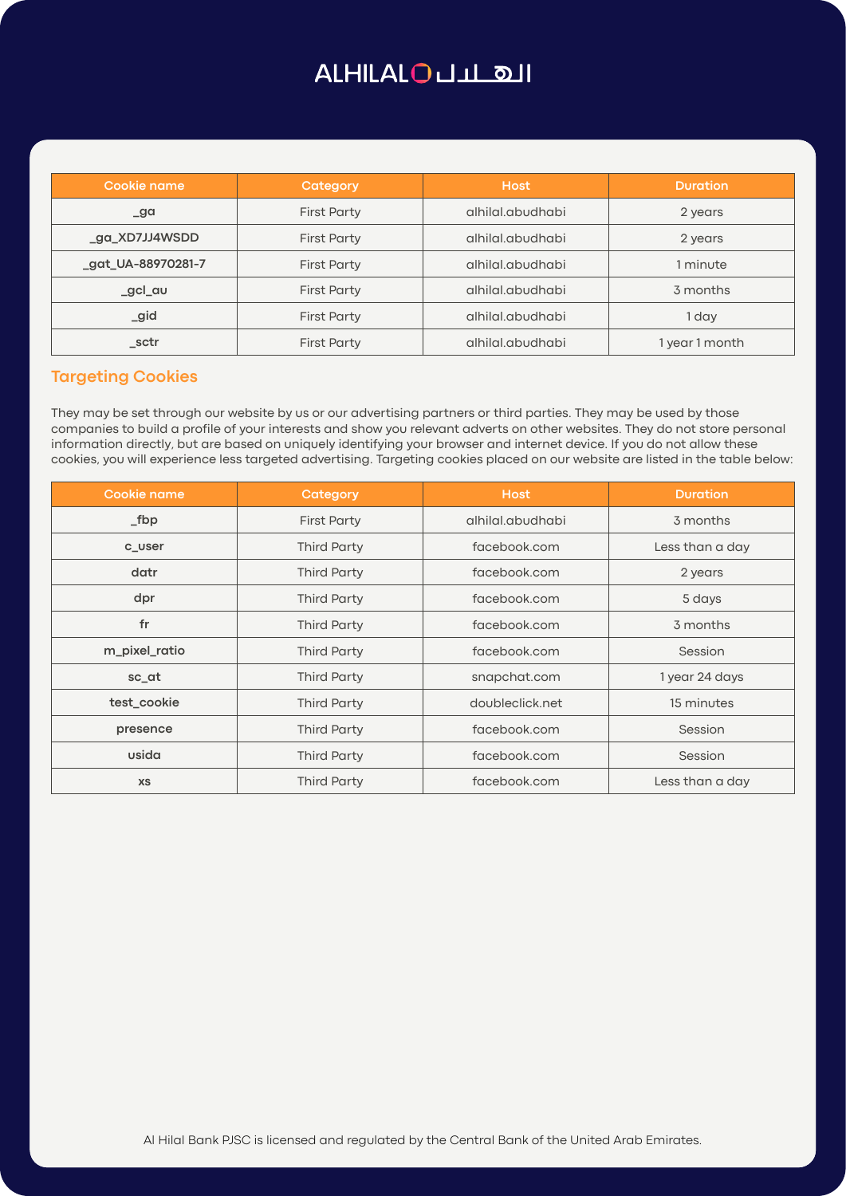| Cookie name | Category | Host | Duration |
| --- | --- | --- | --- |
| _ga | First Party | alhilal.abudhabi | 2 years |
| _ga_XD7JJ4WSDD | First Party | alhilal.abudhabi | 2 years |
| _gat_UA-88970281-7 | First Party | alhilal.abudhabi | 1 minute |
| _gcl_au | First Party | alhilal.abudhabi | 3 months |
| _gid | First Party | alhilal.abudhabi | 1 day |
| _sctr | First Party | alhilal.abudhabi | 1 year 1 month |

## Targeting Cookies

They may be set through our website by us or our advertising partners or third parties. They may be used by those companies to build a profile of your interests and show you relevant adverts on other websites. They do not store personal information directly, but are based on uniquely identifying your browser and internet device. If you do not allow these cookies, you will experience less targeted advertising. Targeting cookies placed on our website are listed in the table below:

| Cookie name | Category | Host | Duration |
| --- | --- | --- | --- |
| _fbp | First Party | alhilal.abudhabi | 3 months |
| c_user | Third Party | facebook.com | Less than a day |
| datr | Third Party | facebook.com | 2 years |
| dpr | Third Party | facebook.com | 5 days |
| fr | Third Party | facebook.com | 3 months |
| m_pixel_ratio | Third Party | facebook.com | Session |
| sc_at | Third Party | snapchat.com | 1 year 24 days |
| test_cookie | Third Party | doubleclick.net | 15 minutes |
| presence | Third Party | facebook.com | Session |
| usida | Third Party | facebook.com | Session |
| xs | Third Party | facebook.com | Less than a day |